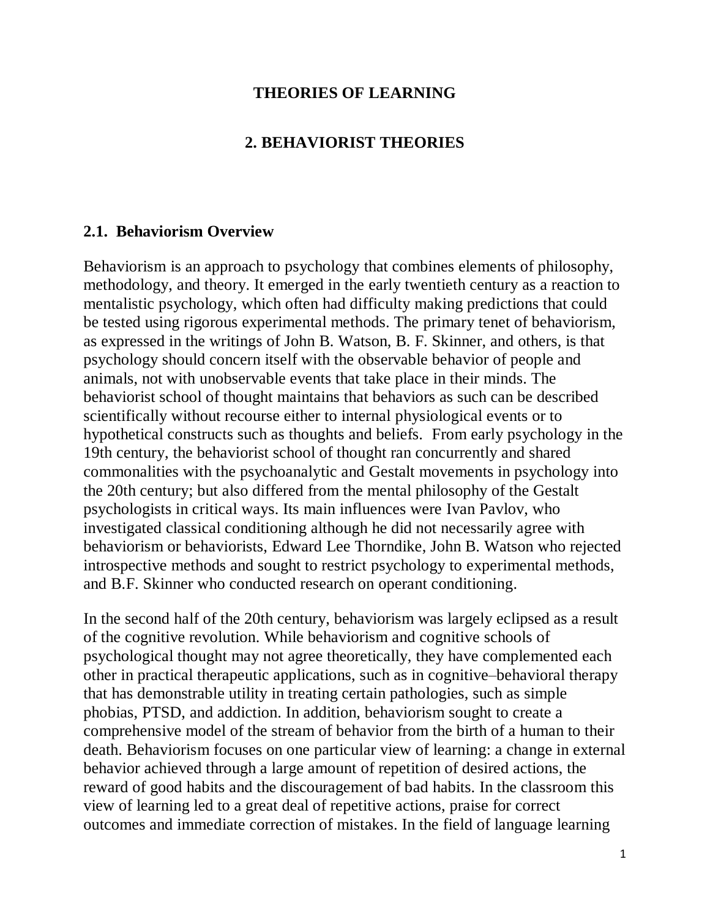# THEORIES OF LEARNING

## 2. BEHAVIORIST THEORIES

### 2.1. Behaviorism Overview

Behaviorism is an approach to psychology that combines elements of philosophy, methodology, and theory. It emerged in the early twentieth century as a reaction to mentalistic psychology, which often had difficulty making predictions that could be tested using rigorous experimental methods. The primary tenet of behaviorism, as expressed in the writings of John B. Watson, B. F. Skinner, and others, is that psychology should concern itself with the observable behavior of people and animals, not with unobservable events that take place in their minds. The behaviorist school of thought maintains that behaviors as such can be described scientifically without recourse either to internal physiological events or to hypothetical constructs such as thoughts and beliefs. From early psychology in the 19th century, the behaviorist school of thought ran concurrently and shared commonalities with the psychoanalytic and Gestalt movements in psychology into the 20th century; but also differed from the mental philosophy of the Gestalt psychologists in critical ways. Its main influences were Ivan Pavlov, who investigated classical conditioning although he did not necessarily agree with behaviorism or behaviorists, Edward Lee Thorndike, John B. Watson who rejected introspective methods and sought to restrict psychology to experimental methods, and B.F. Skinner who conducted research on operant conditioning.

In the second half of the 20th century, behaviorism was largely eclipsed as a result of the cognitive revolution. While behaviorism and cognitive schools of psychological thought may not agree theoretically, they have complemented each other in practical therapeutic applications, such as in cognitive–behavioral therapy that has demonstrable utility in treating certain pathologies, such as simple phobias, PTSD, and addiction. In addition, behaviorism sought to create a comprehensive model of the stream of behavior from the birth of a human to their death. Behaviorism focuses on one particular view of learning: a change in external behavior achieved through a large amount of repetition of desired actions, the reward of good habits and the discouragement of bad habits. In the classroom this view of learning led to a great deal of repetitive actions, praise for correct outcomes and immediate correction of mistakes. In the field of language learning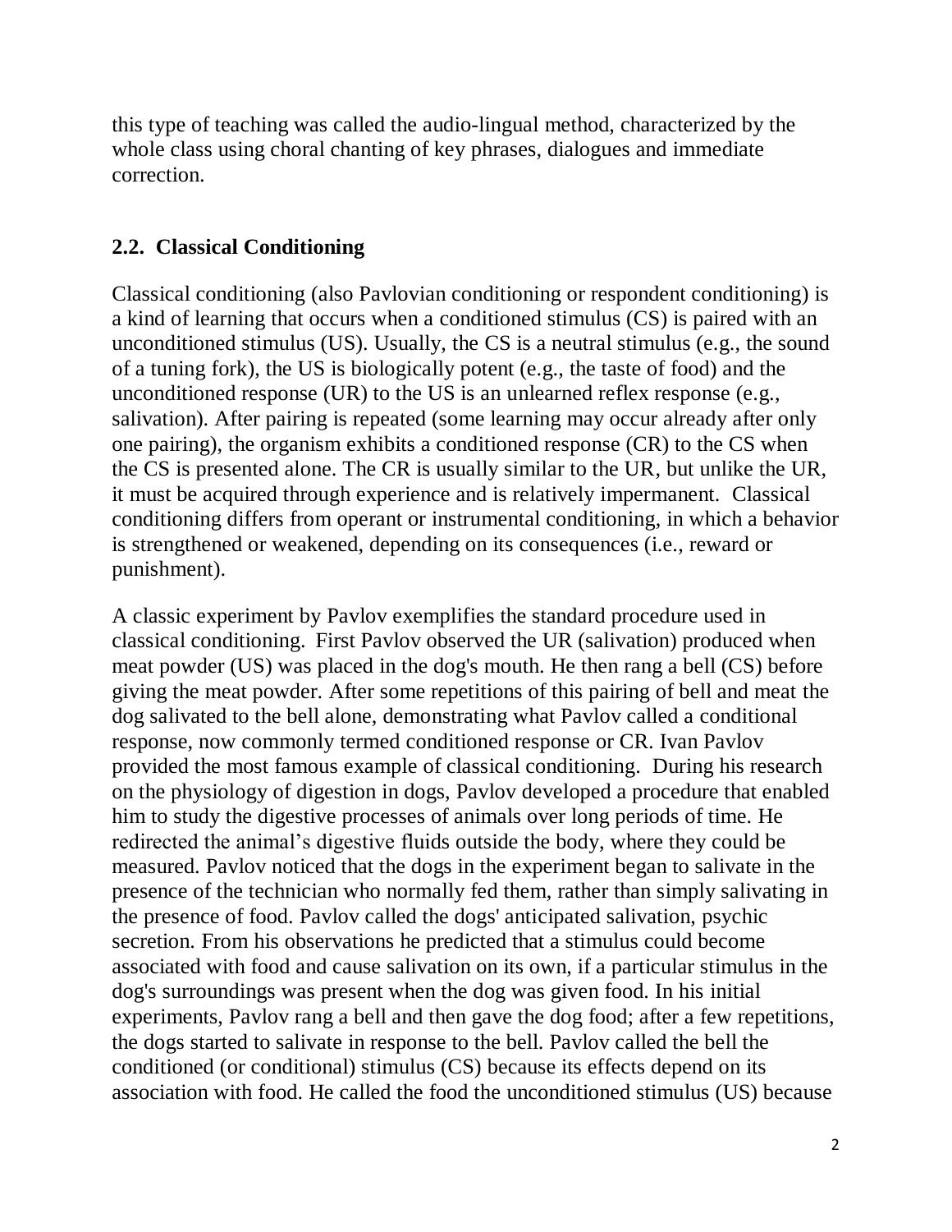this type of teaching was called the audio-lingual method, characterized by the whole class using choral chanting of key phrases, dialogues and immediate correction.

### 2.2. Classical Conditioning

Classical conditioning (also Pavlovian conditioning or respondent conditioning) is a kind of learning that occurs when a conditioned stimulus (CS) is paired with an unconditioned stimulus (US). Usually, the CS is a neutral stimulus (e.g., the sound of a tuning fork), the US is biologically potent (e.g., the taste of food) and the unconditioned response (UR) to the US is an unlearned reflex response (e.g., salivation). After pairing is repeated (some learning may occur already after only one pairing), the organism exhibits a conditioned response (CR) to the CS when the CS is presented alone. The CR is usually similar to the UR, but unlike the UR, it must be acquired through experience and is relatively impermanent. Classical conditioning differs from operant or instrumental conditioning, in which a behavior is strengthened or weakened, depending on its consequences (i.e., reward or punishment).

A classic experiment by Pavlov exemplifies the standard procedure used in classical conditioning. First Pavlov observed the UR (salivation) produced when meat powder (US) was placed in the dog's mouth. He then rang a bell (CS) before giving the meat powder. After some repetitions of this pairing of bell and meat the dog salivated to the bell alone, demonstrating what Pavlov called a conditional response, now commonly termed conditioned response or CR. Ivan Pavlov provided the most famous example of classical conditioning. During his research on the physiology of digestion in dogs, Pavlov developed a procedure that enabled him to study the digestive processes of animals over long periods of time. He redirected the animal's digestive fluids outside the body, where they could be measured. Pavlov noticed that the dogs in the experiment began to salivate in the presence of the technician who normally fed them, rather than simply salivating in the presence of food. Pavlov called the dogs' anticipated salivation, psychic secretion. From his observations he predicted that a stimulus could become associated with food and cause salivation on its own, if a particular stimulus in the dog's surroundings was present when the dog was given food. In his initial experiments, Pavlov rang a bell and then gave the dog food; after a few repetitions, the dogs started to salivate in response to the bell. Pavlov called the bell the conditioned (or conditional) stimulus (CS) because its effects depend on its association with food. He called the food the unconditioned stimulus (US) because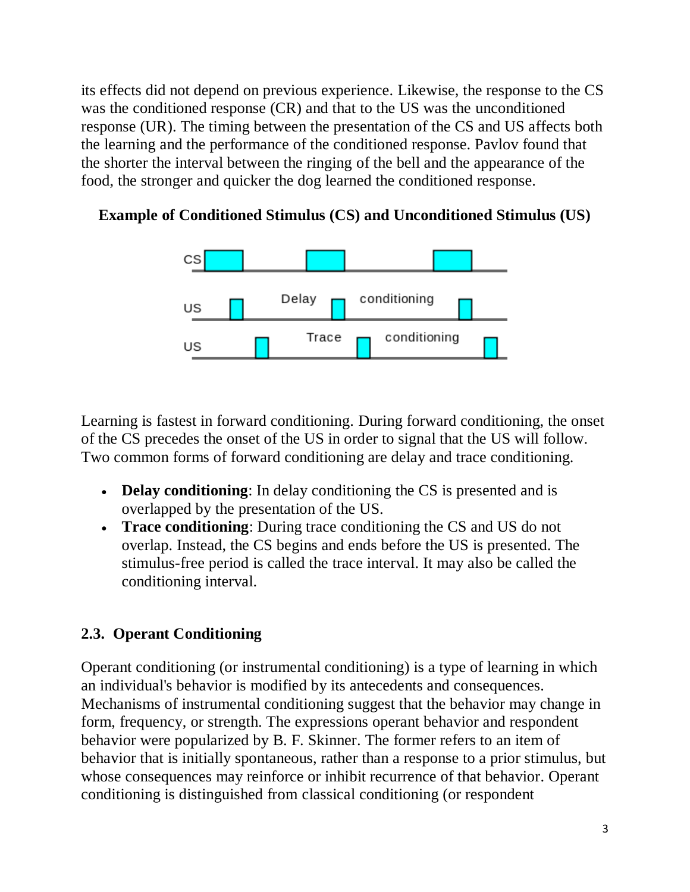its effects did not depend on previous experience. Likewise, the response to the CS was the conditioned response (CR) and that to the US was the unconditioned response (UR). The timing between the presentation of the CS and US affects both the learning and the performance of the conditioned response. Pavlov found that the shorter the interval between the ringing of the bell and the appearance of the food, the stronger and quicker the dog learned the conditioned response.

**Example of Conditioned Stimulus (CS) and Unconditioned Stimulus (US)**

Learning is fastest in forward conditioning. During forward conditioning, the onset of the CS precedes the onset of the US in order to signal that the US will follow. Two common forms of forward conditioning are delay and trace conditioning.

- **Delay conditioning**: In delay conditioning the CS is presented and is overlapped by the presentation of the US.
- **Trace conditioning**: During trace conditioning the CS and US do not overlap. Instead, the CS begins and ends before the US is presented. The stimulus-free period is called the trace interval. It may also be called the conditioning interval.

## 2.3. Operant Conditioning

Operant conditioning (or instrumental conditioning) is a type of learning in which an individual's behavior is modified by its antecedents and consequences. Mechanisms of instrumental conditioning suggest that the behavior may change in form, frequency, or strength. The expressions operant behavior and respondent behavior were popularized by B. F. Skinner. The former refers to an item of behavior that is initially spontaneous, rather than a response to a prior stimulus, but whose consequences may reinforce or inhibit recurrence of that behavior. Operant conditioning is distinguished from classical conditioning (or respondent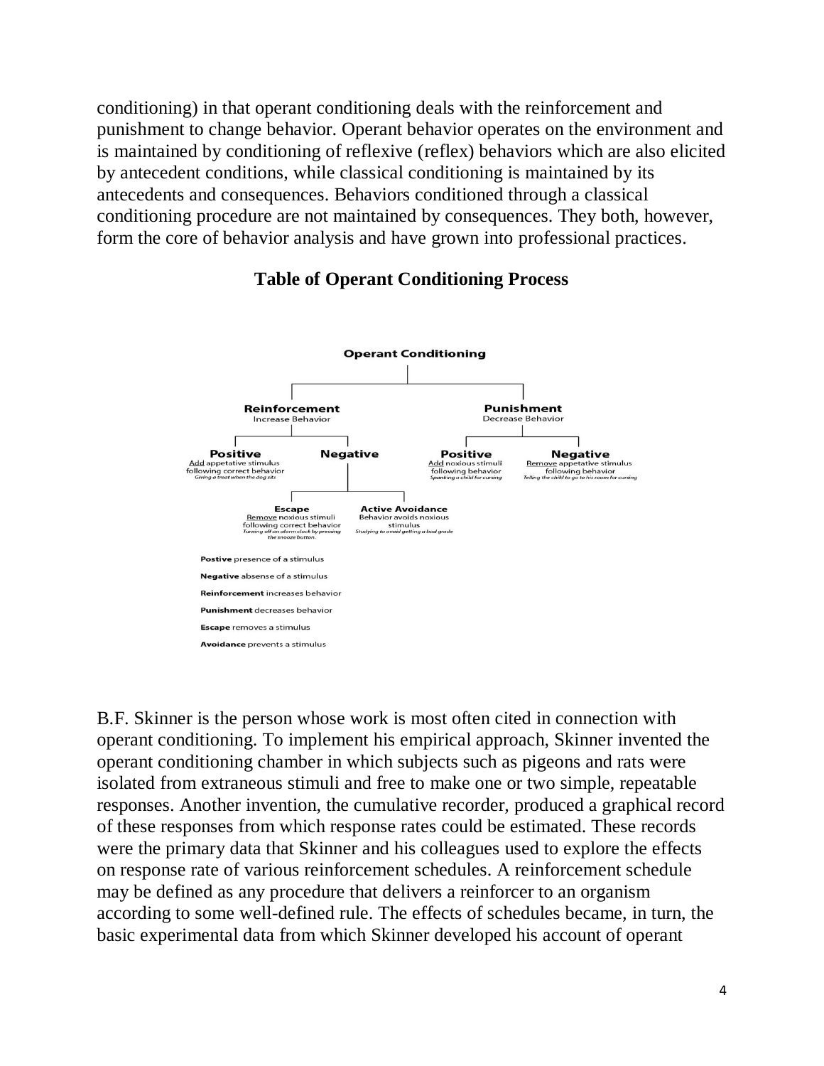conditioning) in that operant conditioning deals with the reinforcement and punishment to change behavior. Operant behavior operates on the environment and is maintained by conditioning of reflexive (reflex) behaviors which are also elicited by antecedent conditions, while classical conditioning is maintained by its antecedents and consequences. Behaviors conditioned through a classical conditioning procedure are not maintained by consequences. They both, however, form the core of behavior analysis and have grown into professional practices.

**Table of Operant Conditioning Process**

**Operant Conditioning**

- **Reinforcement**
  Increase Behavior
  - **Positive**
    Add appetative stimulus following correct behavior
    *Giving a treat when the dog sits*
  - **Negative**
    - **Escape**
      Remove noxious stimuli following correct behavior
      *Turning off an alarm clock by pressing the snooze button.*
    - **Active Avoidance**
      Behavior avoids noxious stimulus
      *Studying to avoid getting a bad grade*
- **Punishment**
  Decrease Behavior
  - **Positive**
    Add noxious stimuli following behavior
    *Spanking a child for cursing*
  - **Negative**
    Remove appetative stimulus following behavior
    *Telling the child to go to his room for cursing*

**Postive** presence of a stimulus

**Negative** absense of a stimulus

**Reinforcement** increases behavior

**Punishment** decreases behavior

**Escape** removes a stimulus

**Avoidance** prevents a stimulus

B.F. Skinner is the person whose work is most often cited in connection with operant conditioning. To implement his empirical approach, Skinner invented the operant conditioning chamber in which subjects such as pigeons and rats were isolated from extraneous stimuli and free to make one or two simple, repeatable responses. Another invention, the cumulative recorder, produced a graphical record of these responses from which response rates could be estimated. These records were the primary data that Skinner and his colleagues used to explore the effects on response rate of various reinforcement schedules. A reinforcement schedule may be defined as any procedure that delivers a reinforcer to an organism according to some well-defined rule. The effects of schedules became, in turn, the basic experimental data from which Skinner developed his account of operant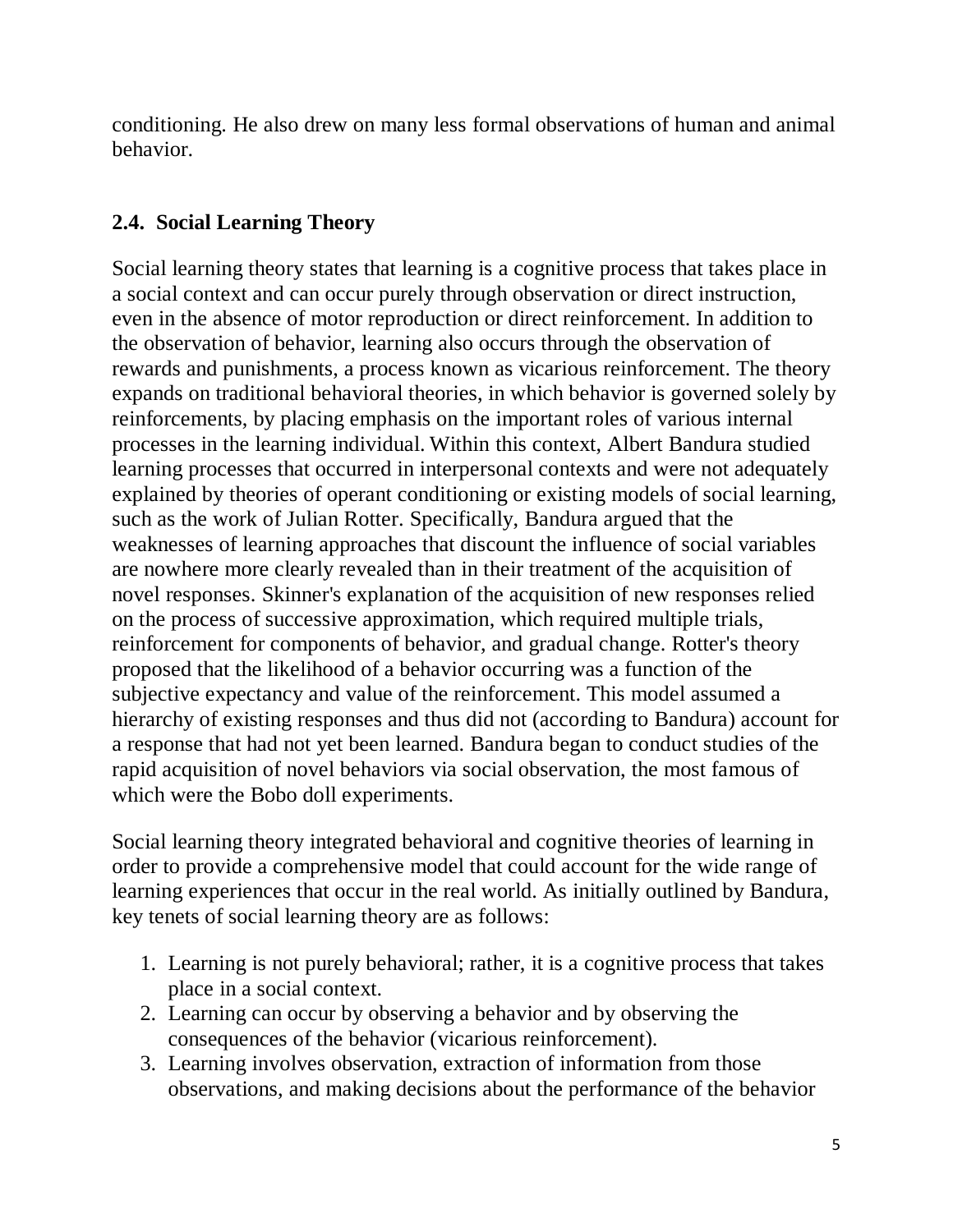conditioning. He also drew on many less formal observations of human and animal behavior.

## 2.4. Social Learning Theory

Social learning theory states that learning is a cognitive process that takes place in a social context and can occur purely through observation or direct instruction, even in the absence of motor reproduction or direct reinforcement. In addition to the observation of behavior, learning also occurs through the observation of rewards and punishments, a process known as vicarious reinforcement. The theory expands on traditional behavioral theories, in which behavior is governed solely by reinforcements, by placing emphasis on the important roles of various internal processes in the learning individual. Within this context, Albert Bandura studied learning processes that occurred in interpersonal contexts and were not adequately explained by theories of operant conditioning or existing models of social learning, such as the work of Julian Rotter. Specifically, Bandura argued that the weaknesses of learning approaches that discount the influence of social variables are nowhere more clearly revealed than in their treatment of the acquisition of novel responses. Skinner's explanation of the acquisition of new responses relied on the process of successive approximation, which required multiple trials, reinforcement for components of behavior, and gradual change. Rotter's theory proposed that the likelihood of a behavior occurring was a function of the subjective expectancy and value of the reinforcement. This model assumed a hierarchy of existing responses and thus did not (according to Bandura) account for a response that had not yet been learned. Bandura began to conduct studies of the rapid acquisition of novel behaviors via social observation, the most famous of which were the Bobo doll experiments.

Social learning theory integrated behavioral and cognitive theories of learning in order to provide a comprehensive model that could account for the wide range of learning experiences that occur in the real world. As initially outlined by Bandura, key tenets of social learning theory are as follows:

1. Learning is not purely behavioral; rather, it is a cognitive process that takes place in a social context.
2. Learning can occur by observing a behavior and by observing the consequences of the behavior (vicarious reinforcement).
3. Learning involves observation, extraction of information from those observations, and making decisions about the performance of the behavior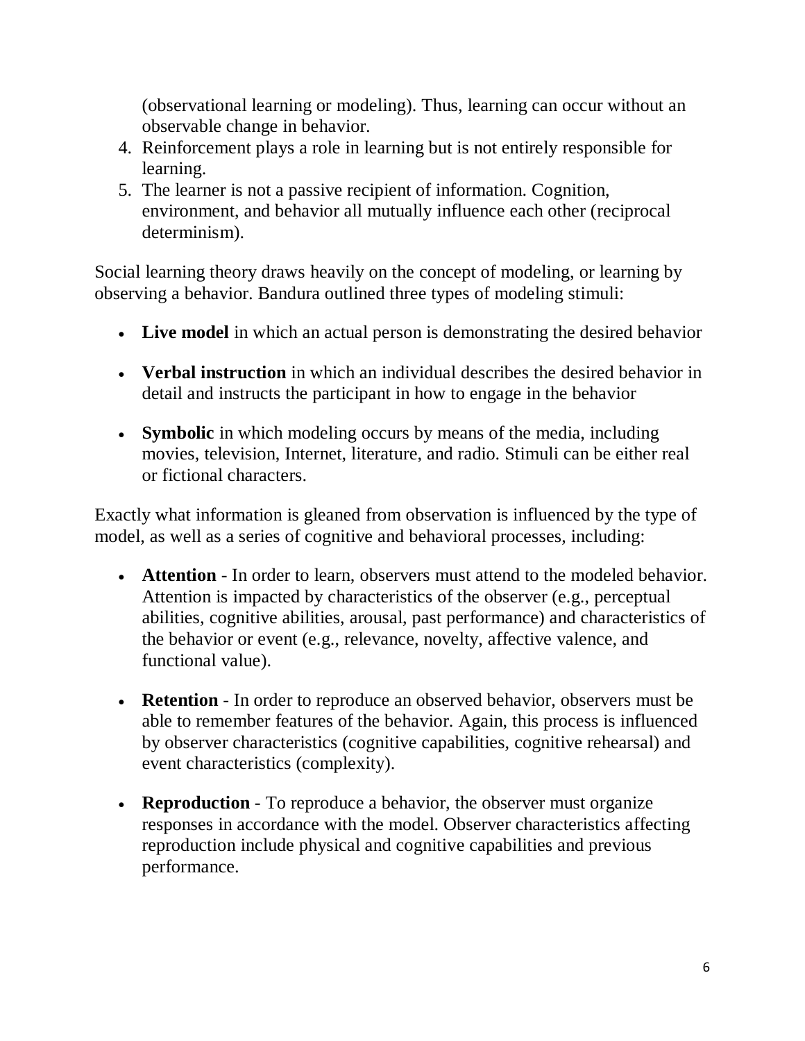(observational learning or modeling). Thus, learning can occur without an observable change in behavior.

4. Reinforcement plays a role in learning but is not entirely responsible for learning.
5. The learner is not a passive recipient of information. Cognition, environment, and behavior all mutually influence each other (reciprocal determinism).

Social learning theory draws heavily on the concept of modeling, or learning by observing a behavior. Bandura outlined three types of modeling stimuli:

- **Live model** in which an actual person is demonstrating the desired behavior
- **Verbal instruction** in which an individual describes the desired behavior in detail and instructs the participant in how to engage in the behavior
- **Symbolic** in which modeling occurs by means of the media, including movies, television, Internet, literature, and radio. Stimuli can be either real or fictional characters.

Exactly what information is gleaned from observation is influenced by the type of model, as well as a series of cognitive and behavioral processes, including:

- **Attention** - In order to learn, observers must attend to the modeled behavior. Attention is impacted by characteristics of the observer (e.g., perceptual abilities, cognitive abilities, arousal, past performance) and characteristics of the behavior or event (e.g., relevance, novelty, affective valence, and functional value).
- **Retention** - In order to reproduce an observed behavior, observers must be able to remember features of the behavior. Again, this process is influenced by observer characteristics (cognitive capabilities, cognitive rehearsal) and event characteristics (complexity).
- **Reproduction** - To reproduce a behavior, the observer must organize responses in accordance with the model. Observer characteristics affecting reproduction include physical and cognitive capabilities and previous performance.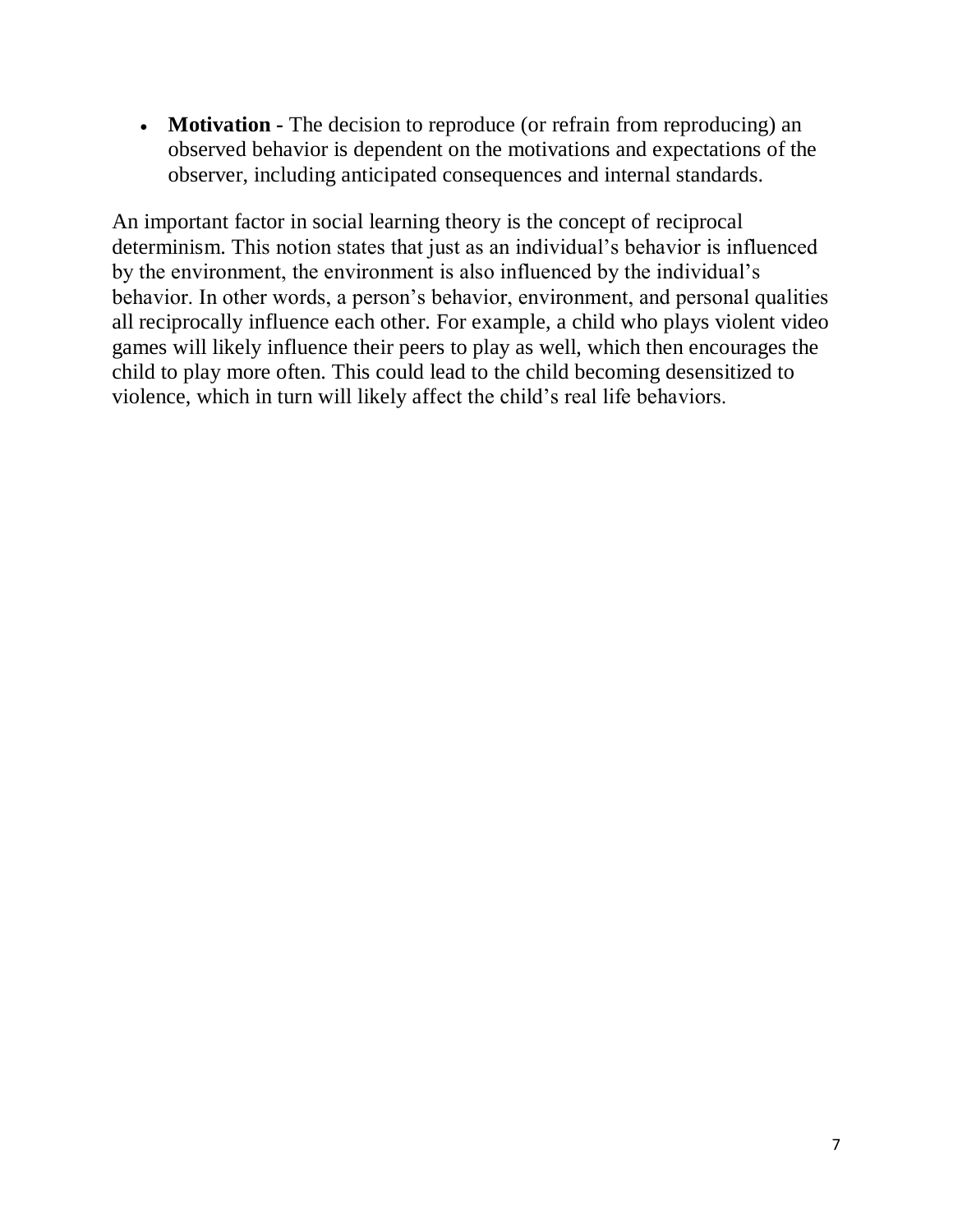- **Motivation -** The decision to reproduce (or refrain from reproducing) an observed behavior is dependent on the motivations and expectations of the observer, including anticipated consequences and internal standards.

An important factor in social learning theory is the concept of reciprocal determinism. This notion states that just as an individual's behavior is influenced by the environment, the environment is also influenced by the individual's behavior. In other words, a person's behavior, environment, and personal qualities all reciprocally influence each other. For example, a child who plays violent video games will likely influence their peers to play as well, which then encourages the child to play more often. This could lead to the child becoming desensitized to violence, which in turn will likely affect the child's real life behaviors.